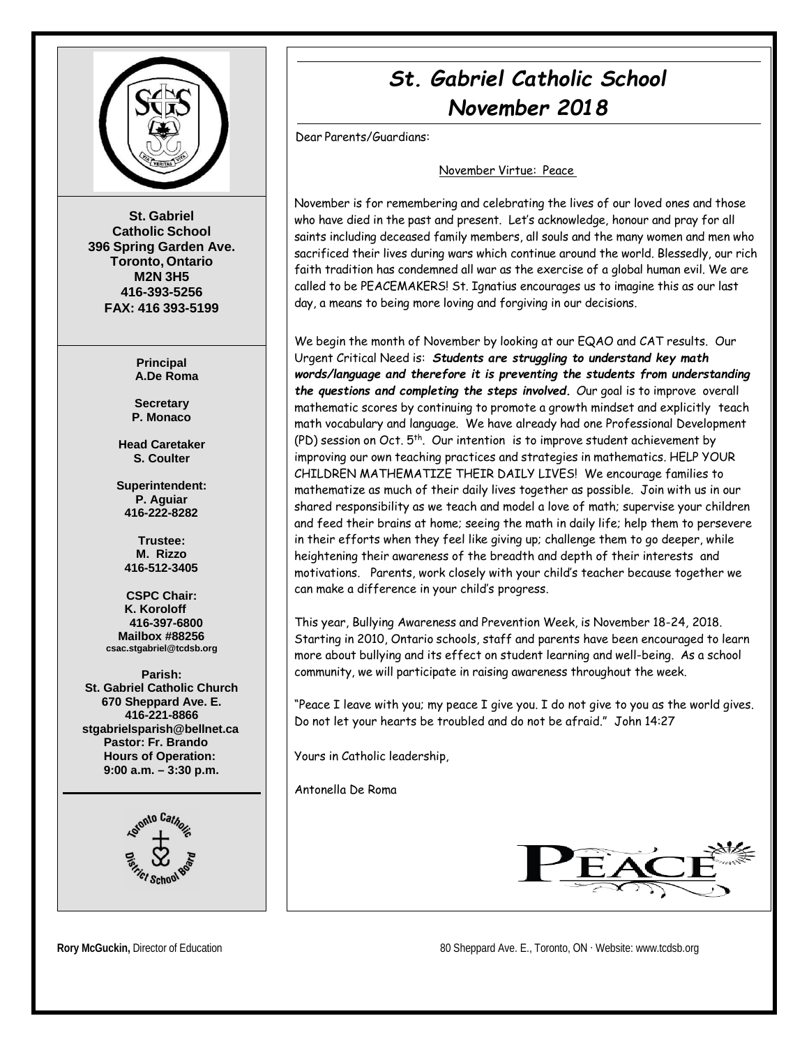St. Gabriel Catholic School
396 Spring Garden Ave.
Toronto, Ontario
M2N 3H5
416-393-5256
FAX: 416 393-5199

**Principal**
A.De Roma

**Secretary**
P. Monaco

**Head Caretaker**
S. Coulter

**Superintendent:**
P. Aguiar
416-222-8282

**Trustee:**
M. Rizzo
416-512-3405

**CSPC Chair:**
K. Koroloff
416-397-6800
Mailbox #88256
csac.stgabriel@tcdsb.org

**Parish:**
St. Gabriel Catholic Church
670 Sheppard Ave. E.
416-221-8866
stgabrielsparish@bellnet.ca
Pastor: Fr. Brando
Hours of Operation:
9:00 a.m. – 3:30 p.m.

# *St. Gabriel Catholic School*
## *November 2018*

Dear Parents/Guardians:

November Virtue: Peace

November is for remembering and celebrating the lives of our loved ones and those who have died in the past and present. Let's acknowledge, honour and pray for all saints including deceased family members, all souls and the many women and men who sacrificed their lives during wars which continue around the world. Blessedly, our rich faith tradition has condemned all war as the exercise of a global human evil. We are called to be PEACEMAKERS! St. Ignatius encourages us to imagine this as our last day, a means to being more loving and forgiving in our decisions.

We begin the month of November by looking at our EQAO and CAT results. Our Urgent Critical Need is: ***Students are struggling to understand key math words/language and therefore it is preventing the students from understanding the questions and completing the steps involved.*** Our goal is to improve overall mathematic scores by continuing to promote a growth mindset and explicitly teach math vocabulary and language. We have already had one Professional Development (PD) session on Oct. 5th. Our intention is to improve student achievement by improving our own teaching practices and strategies in mathematics. HELP YOUR CHILDREN MATHEMATIZE THEIR DAILY LIVES! We encourage families to mathematize as much of their daily lives together as possible. Join with us in our shared responsibility as we teach and model a love of math; supervise your children and feed their brains at home; seeing the math in daily life; help them to persevere in their efforts when they feel like giving up; challenge them to go deeper, while heightening their awareness of the breadth and depth of their interests and motivations. Parents, work closely with your child's teacher because together we can make a difference in your child's progress.

This year, Bullying Awareness and Prevention Week, is November 18-24, 2018. Starting in 2010, Ontario schools, staff and parents have been encouraged to learn more about bullying and its effect on student learning and well-being. As a school community, we will participate in raising awareness throughout the week.

"Peace I leave with you; my peace I give you. I do not give to you as the world gives. Do not let your hearts be troubled and do not be afraid." John 14:27

Yours in Catholic leadership,

Antonella De Roma

PEACE

**Rory McGuckin,** Director of Education

80 Sheppard Ave. E., Toronto, ON · Website: www.tcdsb.org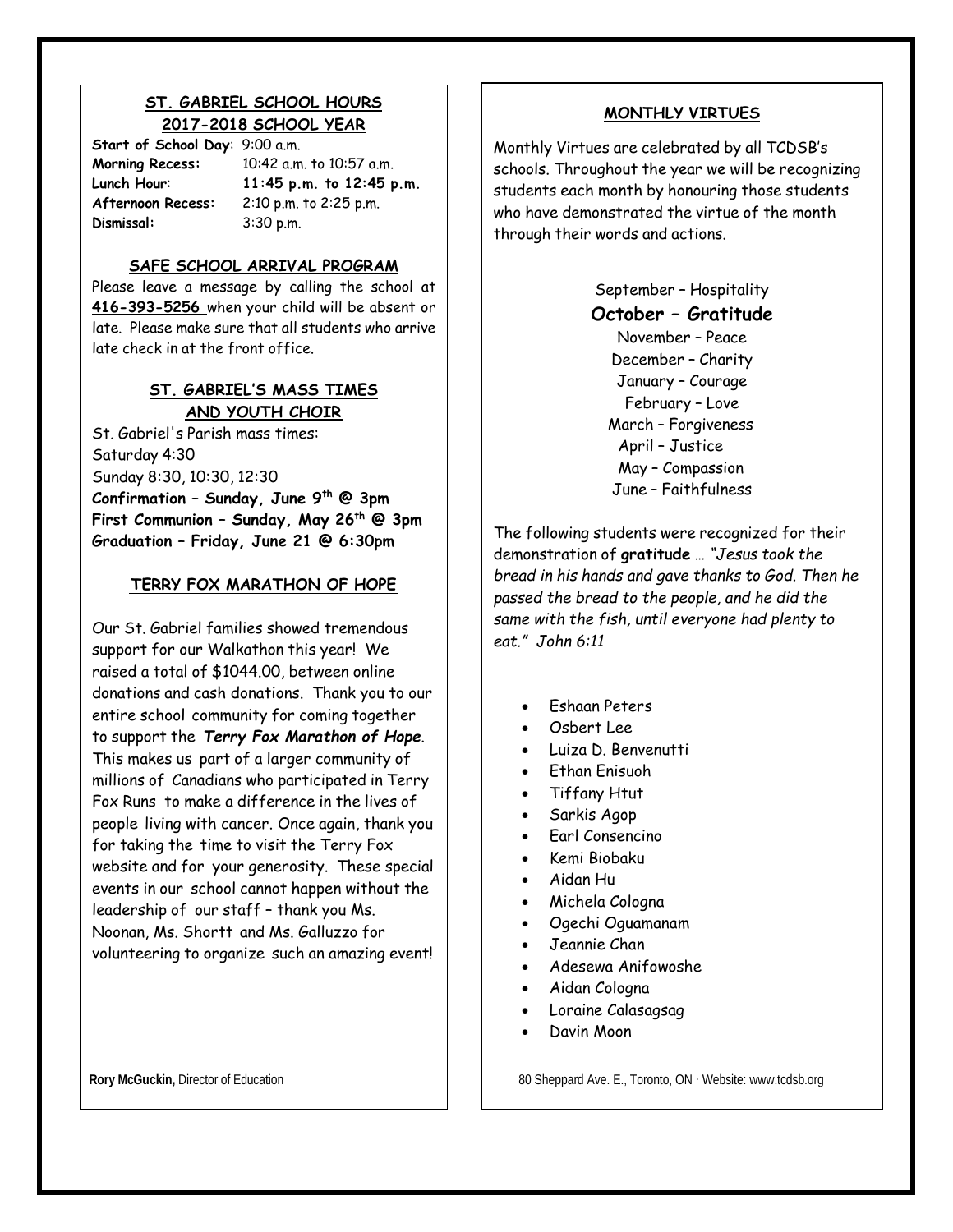## ST. GABRIEL SCHOOL HOURS 2017-2018 SCHOOL YEAR

**Start of School Day**: 9:00 a.m.
**Morning Recess:** 10:42 a.m. to 10:57 a.m.
**Lunch Hour**: **11:45 p.m. to 12:45 p.m.**
**Afternoon Recess:** 2:10 p.m. to 2:25 p.m.
**Dismissal:** 3:30 p.m.

## SAFE SCHOOL ARRIVAL PROGRAM

Please leave a message by calling the school at **416-393-5256** when your child will be absent or late. Please make sure that all students who arrive late check in at the front office.

## ST. GABRIEL'S MASS TIMES AND YOUTH CHOIR

St. Gabriel's Parish mass times:
Saturday 4:30
Sunday 8:30, 10:30, 12:30
**Confirmation – Sunday, June 9th @ 3pm**
**First Communion – Sunday, May 26th @ 3pm**
**Graduation – Friday, June 21 @ 6:30pm**

## TERRY FOX MARATHON OF HOPE

Our St. Gabriel families showed tremendous support for our Walkathon this year! We raised a total of $1044.00, between online donations and cash donations. Thank you to our entire school community for coming together to support the ***Terry Fox Marathon of Hope***. This makes us part of a larger community of millions of Canadians who participated in Terry Fox Runs to make a difference in the lives of people living with cancer. Once again, thank you for taking the time to visit the Terry Fox website and for your generosity. These special events in our school cannot happen without the leadership of our staff – thank you Ms. Noonan, Ms. Shortt and Ms. Galluzzo for volunteering to organize such an amazing event!

**Rory McGuckin,** Director of Education

## MONTHLY VIRTUES

Monthly Virtues are celebrated by all TCDSB's schools. Throughout the year we will be recognizing students each month by honouring those students who have demonstrated the virtue of the month through their words and actions.

September – Hospitality
**October – Gratitude**
November – Peace
December – Charity
January – Courage
February – Love
March – Forgiveness
April – Justice
May – Compassion
June – Faithfulness

The following students were recognized for their demonstration of **gratitude** … *"Jesus took the bread in his hands and gave thanks to God. Then he passed the bread to the people, and he did the same with the fish, until everyone had plenty to eat." John 6:11*

- Eshaan Peters
- Osbert Lee
- Luiza D. Benvenutti
- Ethan Enisuoh
- Tiffany Htut
- Sarkis Agop
- Earl Consencino
- Kemi Biobaku
- Aidan Hu
- Michela Cologna
- Ogechi Oguamanam
- Jeannie Chan
- Adesewa Anifowoshe
- Aidan Cologna
- Loraine Calasagsag
- Davin Moon

80 Sheppard Ave. E., Toronto, ON · Website: www.tcdsb.org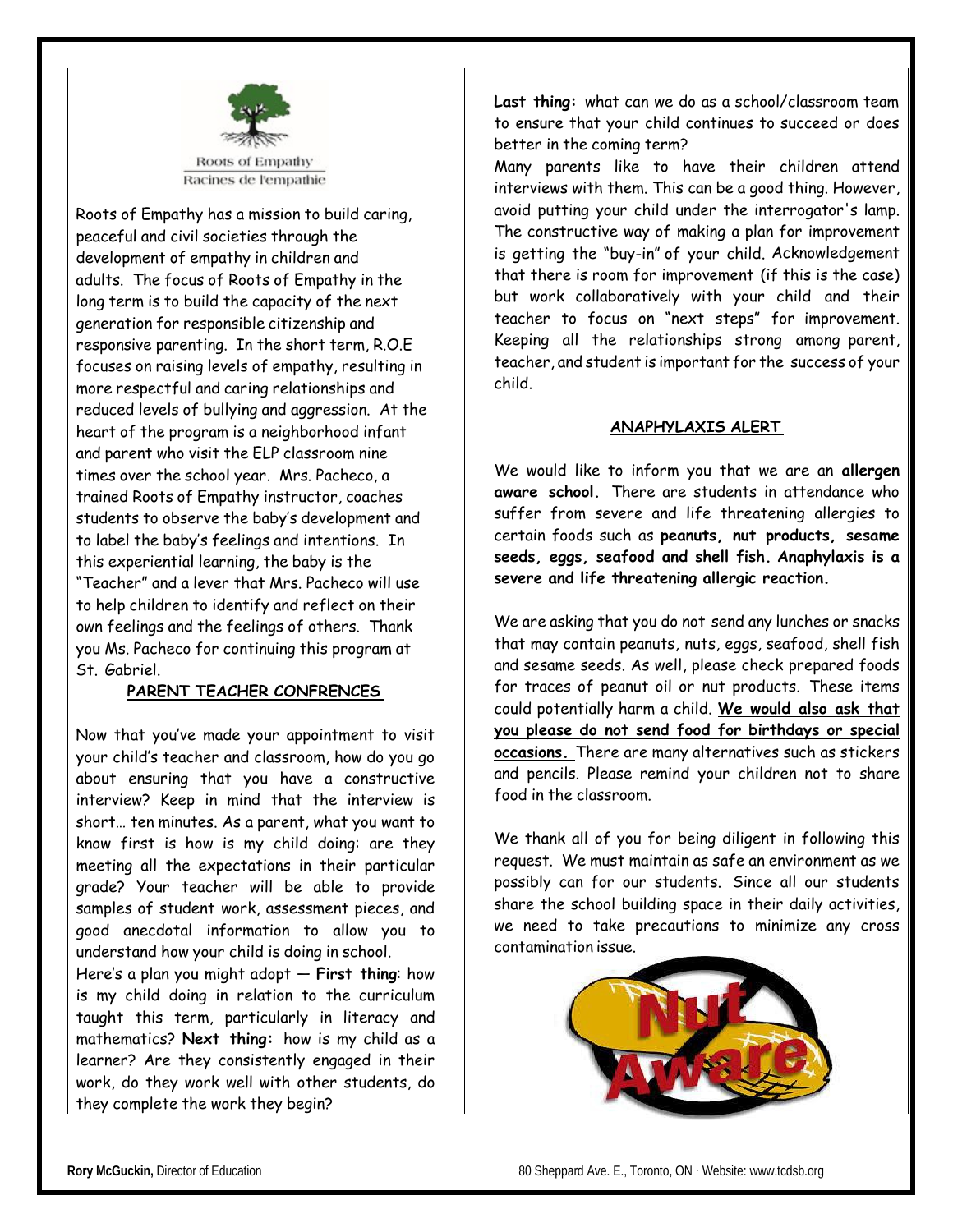Roots of Empathy
Racines de l'empathie

Roots of Empathy has a mission to build caring, peaceful and civil societies through the development of empathy in children and adults. The focus of Roots of Empathy in the long term is to build the capacity of the next generation for responsible citizenship and responsive parenting. In the short term, R.O.E focuses on raising levels of empathy, resulting in more respectful and caring relationships and reduced levels of bullying and aggression. At the heart of the program is a neighborhood infant and parent who visit the ELP classroom nine times over the school year. Mrs. Pacheco, a trained Roots of Empathy instructor, coaches students to observe the baby's development and to label the baby's feelings and intentions. In this experiential learning, the baby is the "Teacher" and a lever that Mrs. Pacheco will use to help children to identify and reflect on their own feelings and the feelings of others. Thank you Ms. Pacheco for continuing this program at St. Gabriel.

## PARENT TEACHER CONFRENCES

Now that you've made your appointment to visit your child's teacher and classroom, how do you go about ensuring that you have a constructive interview? Keep in mind that the interview is short… ten minutes. As a parent, what you want to know first is how is my child doing: are they meeting all the expectations in their particular grade? Your teacher will be able to provide samples of student work, assessment pieces, and good anecdotal information to allow you to understand how your child is doing in school.

Here's a plan you might adopt — **First thing**: how is my child doing in relation to the curriculum taught this term, particularly in literacy and mathematics? **Next thing:** how is my child as a learner? Are they consistently engaged in their work, do they work well with other students, do they complete the work they begin?

**Last thing:** what can we do as a school/classroom team to ensure that your child continues to succeed or does better in the coming term?

Many parents like to have their children attend interviews with them. This can be a good thing. However, avoid putting your child under the interrogator's lamp. The constructive way of making a plan for improvement is getting the "buy-in" of your child. Acknowledgement that there is room for improvement (if this is the case) but work collaboratively with your child and their teacher to focus on "next steps" for improvement. Keeping all the relationships strong among parent, teacher, and student is important for the success of your child.

## ANAPHYLAXIS ALERT

We would like to inform you that we are an **allergen aware school.** There are students in attendance who suffer from severe and life threatening allergies to certain foods such as **peanuts, nut products, sesame seeds, eggs, seafood and shell fish. Anaphylaxis is a severe and life threatening allergic reaction.**

We are asking that you do not send any lunches or snacks that may contain peanuts, nuts, eggs, seafood, shell fish and sesame seeds. As well, please check prepared foods for traces of peanut oil or nut products. These items could potentially harm a child. **We would also ask that you please do not send food for birthdays or special occasions.** There are many alternatives such as stickers and pencils. Please remind your children not to share food in the classroom.

We thank all of you for being diligent in following this request. We must maintain as safe an environment as we possibly can for our students. Since all our students share the school building space in their daily activities, we need to take precautions to minimize any cross contamination issue.

Nut Aware

**Rory McGuckin,** Director of Education

80 Sheppard Ave. E., Toronto, ON · Website: www.tcdsb.org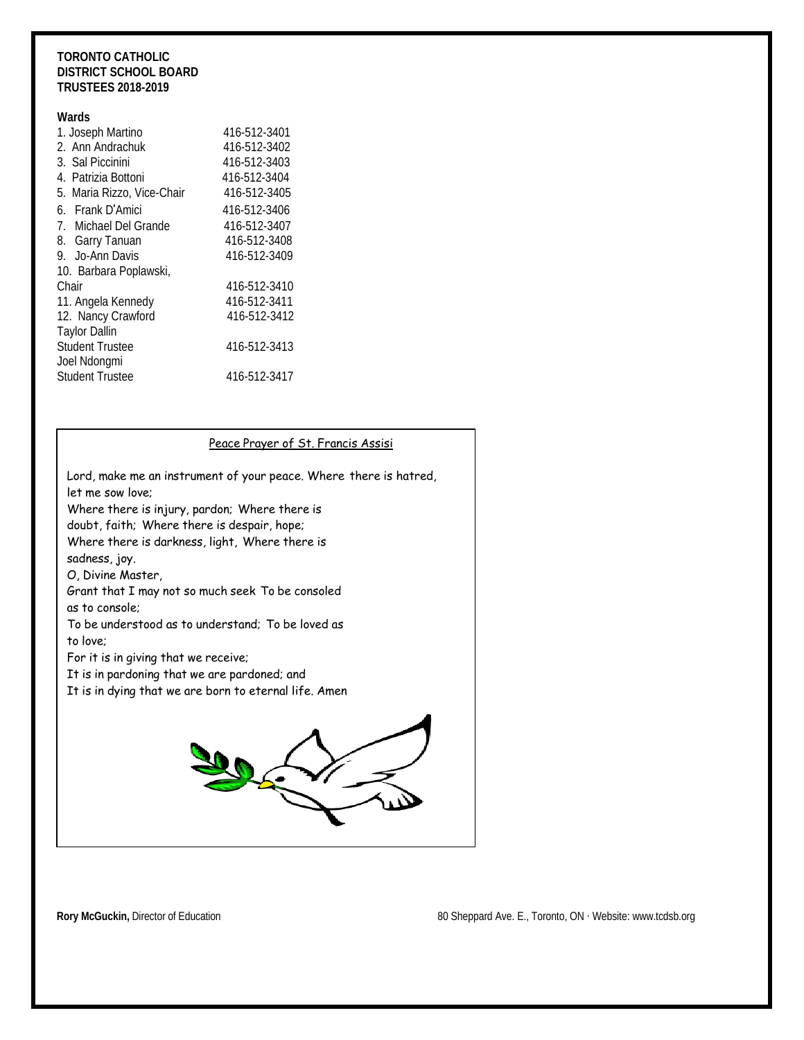**TORONTO CATHOLIC DISTRICT SCHOOL BOARD TRUSTEES 2018-2019**

**Wards**

| | |
|---|---|
| 1. Joseph Martino | 416-512-3401 |
| 2. Ann Andrachuk | 416-512-3402 |
| 3. Sal Piccinini | 416-512-3403 |
| 4. Patrizia Bottoni | 416-512-3404 |
| 5. Maria Rizzo, Vice-Chair | 416-512-3405 |
| 6. Frank D'Amici | 416-512-3406 |
| 7. Michael Del Grande | 416-512-3407 |
| 8. Garry Tanuan | 416-512-3408 |
| 9. Jo-Ann Davis | 416-512-3409 |
| 10. Barbara Poplawski, Chair | 416-512-3410 |
| 11. Angela Kennedy | 416-512-3411 |
| 12. Nancy Crawford | 416-512-3412 |
| Taylor Dallin Student Trustee | 416-512-3413 |
| Joel Ndongmi Student Trustee | 416-512-3417 |

Peace Prayer of St. Francis Assisi

Lord, make me an instrument of your peace. Where there is hatred, let me sow love;
Where there is injury, pardon; Where there is doubt, faith; Where there is despair, hope;
Where there is darkness, light, Where there is sadness, joy.
O, Divine Master,
Grant that I may not so much seek To be consoled as to console;
To be understood as to understand; To be loved as to love;
For it is in giving that we receive;
It is in pardoning that we are pardoned; and
It is in dying that we are born to eternal life. Amen

**Rory McGuckin,** Director of Education

80 Sheppard Ave. E., Toronto, ON · Website: www.tcdsb.org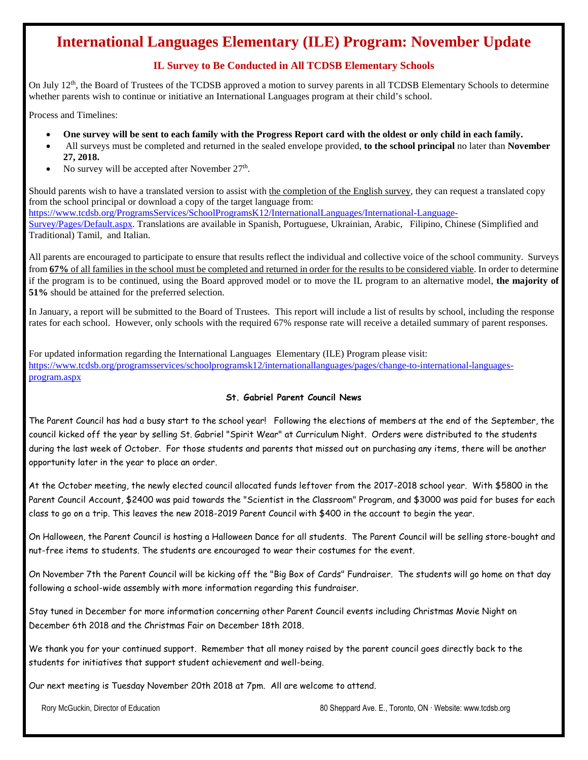# International Languages Elementary (ILE) Program: November Update

## IL Survey to Be Conducted in All TCDSB Elementary Schools

On July 12th, the Board of Trustees of the TCDSB approved a motion to survey parents in all TCDSB Elementary Schools to determine whether parents wish to continue or initiative an International Languages program at their child's school.

Process and Timelines:

- **One survey will be sent to each family with the Progress Report card with the oldest or only child in each family.**
- All surveys must be completed and returned in the sealed envelope provided, **to the school principal** no later than **November 27, 2018.**
- No survey will be accepted after November 27th.

Should parents wish to have a translated version to assist with the completion of the English survey, they can request a translated copy from the school principal or download a copy of the target language from: https://www.tcdsb.org/ProgramsServices/SchoolProgramsK12/InternationalLanguages/International-Language-Survey/Pages/Default.aspx. Translations are available in Spanish, Portuguese, Ukrainian, Arabic, Filipino, Chinese (Simplified and Traditional) Tamil, and Italian.

All parents are encouraged to participate to ensure that results reflect the individual and collective voice of the school community. Surveys from **67%** of all families in the school must be completed and returned in order for the results to be considered viable. In order to determine if the program is to be continued, using the Board approved model or to move the IL program to an alternative model, **the majority of 51%** should be attained for the preferred selection.

In January, a report will be submitted to the Board of Trustees. This report will include a list of results by school, including the response rates for each school. However, only schools with the required 67% response rate will receive a detailed summary of parent responses.

For updated information regarding the International Languages Elementary (ILE) Program please visit: https://www.tcdsb.org/programsservices/schoolprogramsk12/internationallanguages/pages/change-to-international-languages-program.aspx

### St. Gabriel Parent Council News

The Parent Council has had a busy start to the school year! Following the elections of members at the end of the September, the council kicked off the year by selling St. Gabriel "Spirit Wear" at Curriculum Night. Orders were distributed to the students during the last week of October. For those students and parents that missed out on purchasing any items, there will be another opportunity later in the year to place an order.

At the October meeting, the newly elected council allocated funds leftover from the 2017-2018 school year. With $5800 in the Parent Council Account, $2400 was paid towards the "Scientist in the Classroom" Program, and $3000 was paid for buses for each class to go on a trip. This leaves the new 2018-2019 Parent Council with $400 in the account to begin the year.

On Halloween, the Parent Council is hosting a Halloween Dance for all students. The Parent Council will be selling store-bought and nut-free items to students. The students are encouraged to wear their costumes for the event.

On November 7th the Parent Council will be kicking off the "Big Box of Cards" Fundraiser. The students will go home on that day following a school-wide assembly with more information regarding this fundraiser.

Stay tuned in December for more information concerning other Parent Council events including Christmas Movie Night on December 6th 2018 and the Christmas Fair on December 18th 2018.

We thank you for your continued support. Remember that all money raised by the parent council goes directly back to the students for initiatives that support student achievement and well-being.

Our next meeting is Tuesday November 20th 2018 at 7pm. All are welcome to attend.

Rory McGuckin, Director of Education

80 Sheppard Ave. E., Toronto, ON · Website: www.tcdsb.org